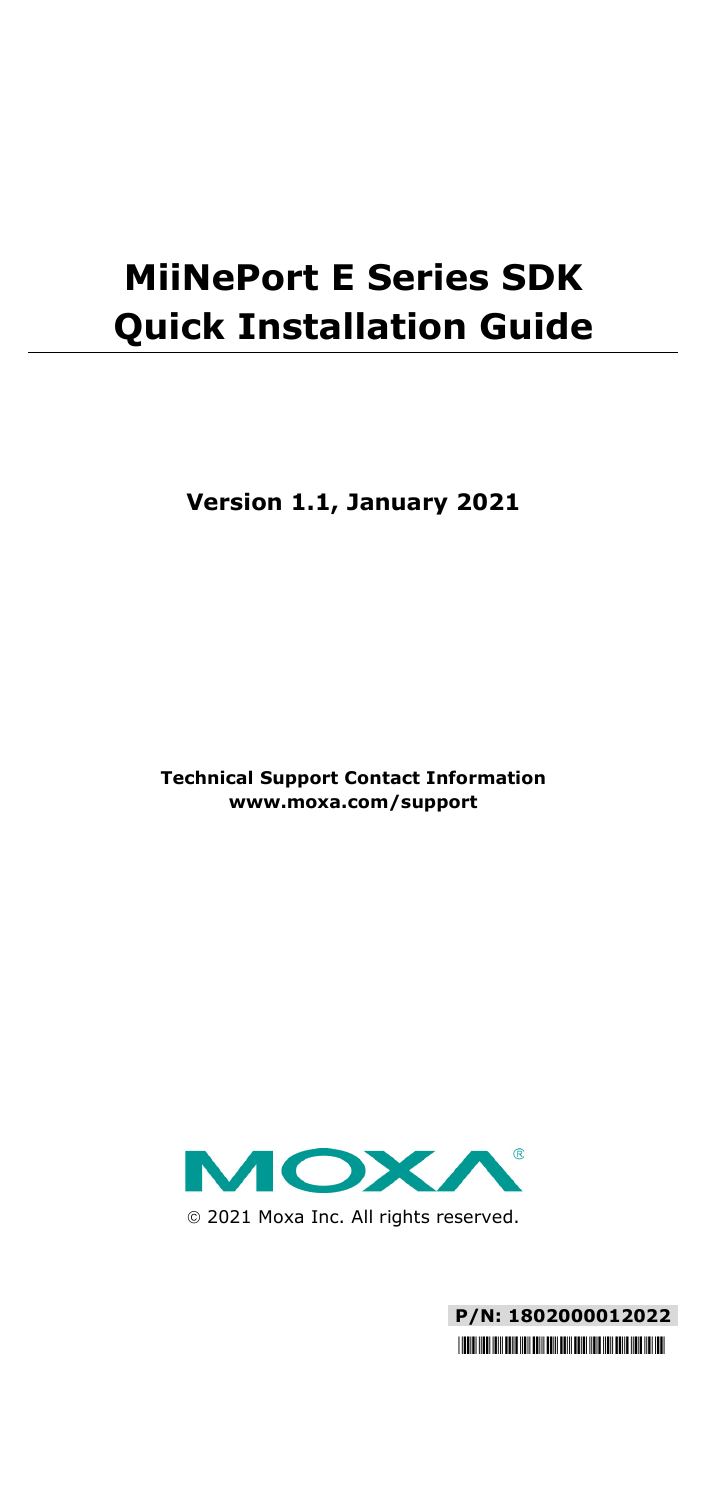# MiiNePort E Series SDK Quick Installation Guide

**Version 1.1, January 2021**

**Technical Support Contact Information**
**www.moxa.com/support**

© 2021 Moxa Inc. All rights reserved.

**P/N: 1802000012022**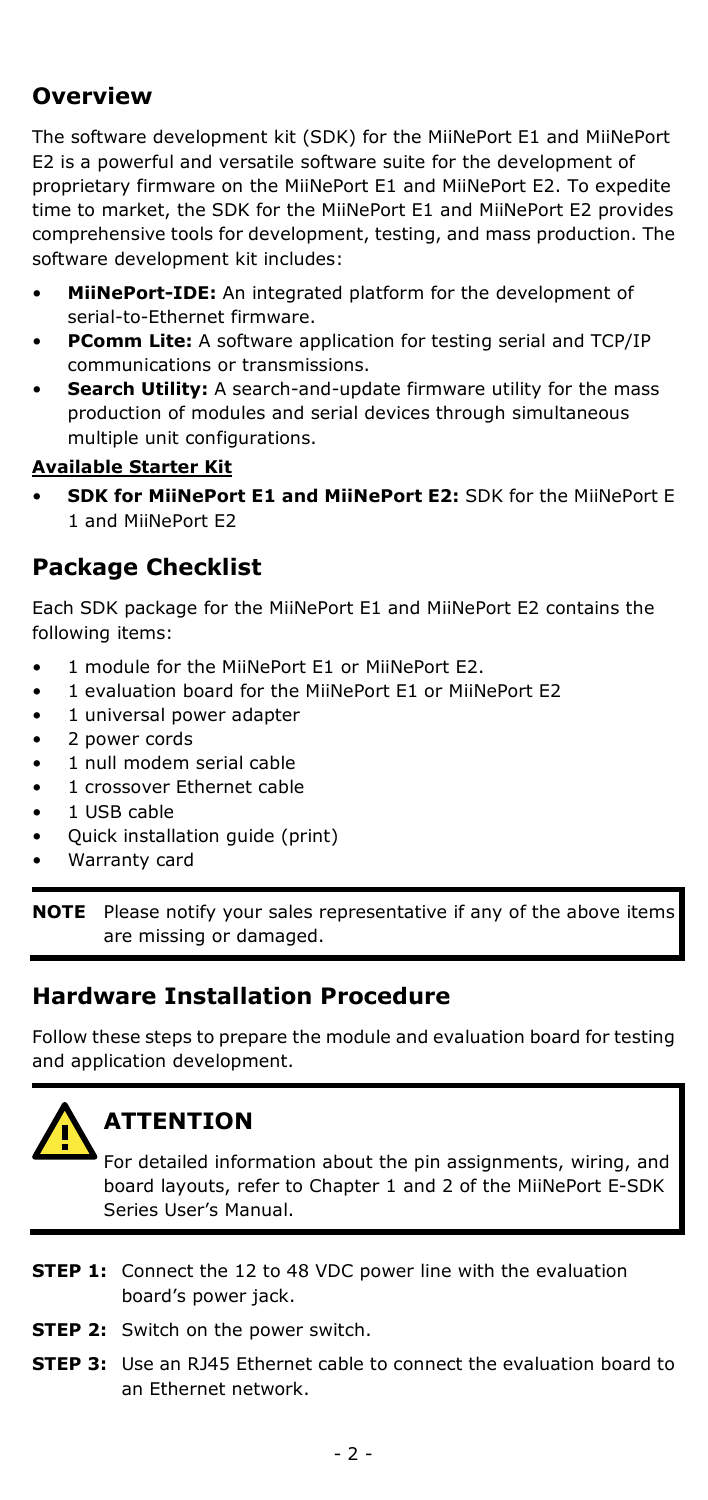## Overview

The software development kit (SDK) for the MiiNePort E1 and MiiNePort E2 is a powerful and versatile software suite for the development of proprietary firmware on the MiiNePort E1 and MiiNePort E2. To expedite time to market, the SDK for the MiiNePort E1 and MiiNePort E2 provides comprehensive tools for development, testing, and mass production. The software development kit includes:

- **MiiNePort-IDE:** An integrated platform for the development of serial-to-Ethernet firmware.
- **PComm Lite:** A software application for testing serial and TCP/IP communications or transmissions.
- **Search Utility:** A search-and-update firmware utility for the mass production of modules and serial devices through simultaneous multiple unit configurations.

**Available Starter Kit**

- **SDK for MiiNePort E1 and MiiNePort E2:** SDK for the MiiNePort E 1 and MiiNePort E2

## Package Checklist

Each SDK package for the MiiNePort E1 and MiiNePort E2 contains the following items:

- 1 module for the MiiNePort E1 or MiiNePort E2.
- 1 evaluation board for the MiiNePort E1 or MiiNePort E2
- 1 universal power adapter
- 2 power cords
- 1 null modem serial cable
- 1 crossover Ethernet cable
- 1 USB cable
- Quick installation guide (print)
- Warranty card

**NOTE** Please notify your sales representative if any of the above items are missing or damaged.

## Hardware Installation Procedure

Follow these steps to prepare the module and evaluation board for testing and application development.

**ATTENTION**

For detailed information about the pin assignments, wiring, and board layouts, refer to Chapter 1 and 2 of the MiiNePort E-SDK Series User's Manual.

**STEP 1:** Connect the 12 to 48 VDC power line with the evaluation board's power jack.

**STEP 2:** Switch on the power switch.

**STEP 3:** Use an RJ45 Ethernet cable to connect the evaluation board to an Ethernet network.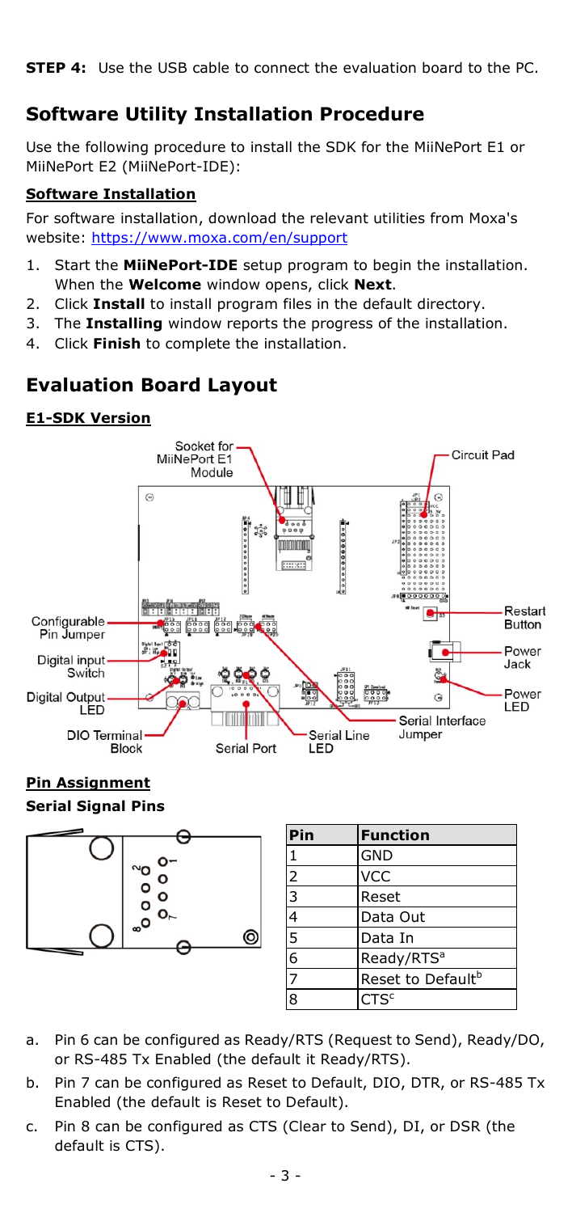**STEP 4:** Use the USB cable to connect the evaluation board to the PC.

## Software Utility Installation Procedure

Use the following procedure to install the SDK for the MiiNePort E1 or MiiNePort E2 (MiiNePort-IDE):

### Software Installation

For software installation, download the relevant utilities from Moxa's website: https://www.moxa.com/en/support

1. Start the **MiiNePort-IDE** setup program to begin the installation. When the **Welcome** window opens, click **Next**.
2. Click **Install** to install program files in the default directory.
3. The **Installing** window reports the progress of the installation.
4. Click **Finish** to complete the installation.

## Evaluation Board Layout

### E1-SDK Version

Socket for MiiNePort E1 Module

Circuit Pad

Configurable Pin Jumper

Restart Button

Digital input Switch

Power Jack

Digital Output LED

Power LED

DIO Terminal Block

Serial Port

Serial Line LED

Serial Interface Jumper

### Pin Assignment

**Serial Signal Pins**

| Pin | Function |
|---|---|
| 1 | GND |
| 2 | VCC |
| 3 | Reset |
| 4 | Data Out |
| 5 | Data In |
| 6 | Ready/RTS[a] |
| 7 | Reset to Default[b] |
| 8 | CTS[c] |

a. Pin 6 can be configured as Ready/RTS (Request to Send), Ready/DO, or RS-485 Tx Enabled (the default it Ready/RTS).

b. Pin 7 can be configured as Reset to Default, DIO, DTR, or RS-485 Tx Enabled (the default is Reset to Default).

c. Pin 8 can be configured as CTS (Clear to Send), DI, or DSR (the default is CTS).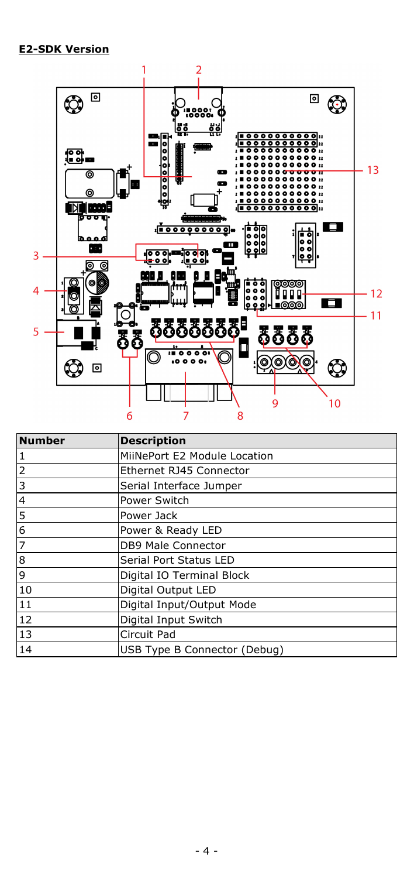**E2-SDK Version**

| Number | Description |
|---|---|
| 1 | MiiNePort E2 Module Location |
| 2 | Ethernet RJ45 Connector |
| 3 | Serial Interface Jumper |
| 4 | Power Switch |
| 5 | Power Jack |
| 6 | Power & Ready LED |
| 7 | DB9 Male Connector |
| 8 | Serial Port Status LED |
| 9 | Digital IO Terminal Block |
| 10 | Digital Output LED |
| 11 | Digital Input/Output Mode |
| 12 | Digital Input Switch |
| 13 | Circuit Pad |
| 14 | USB Type B Connector (Debug) |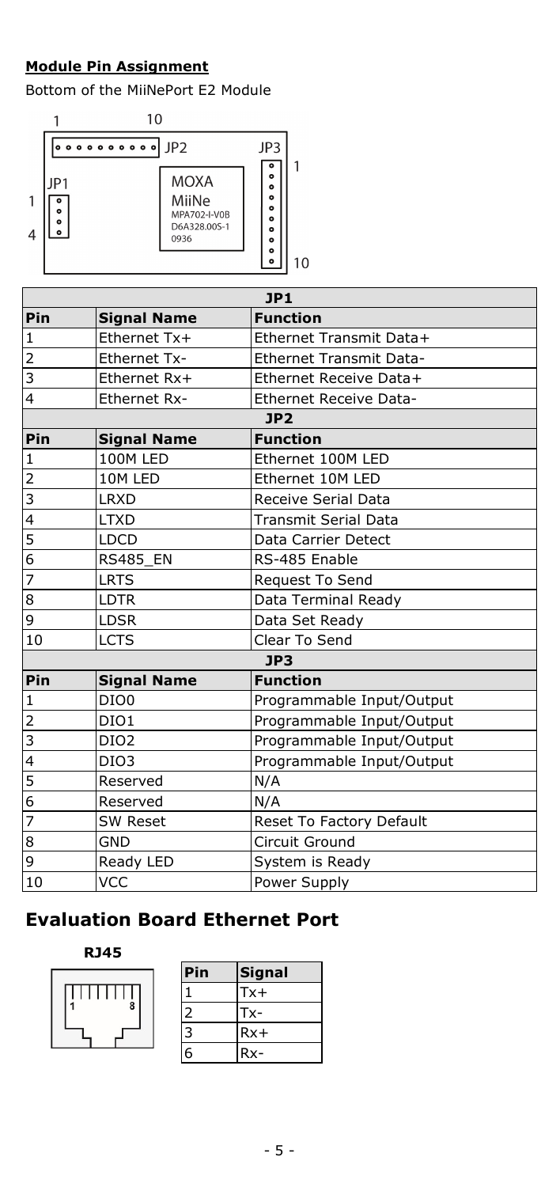**Module Pin Assignment**

Bottom of the MiiNePort E2 Module

| JP1 | | |
|---|---|---|
| **Pin** | **Signal Name** | **Function** |
| 1 | Ethernet Tx+ | Ethernet Transmit Data+ |
| 2 | Ethernet Tx- | Ethernet Transmit Data- |
| 3 | Ethernet Rx+ | Ethernet Receive Data+ |
| 4 | Ethernet Rx- | Ethernet Receive Data- |
| **JP2** | | |
| **Pin** | **Signal Name** | **Function** |
| 1 | 100M LED | Ethernet 100M LED |
| 2 | 10M LED | Ethernet 10M LED |
| 3 | LRXD | Receive Serial Data |
| 4 | LTXD | Transmit Serial Data |
| 5 | LDCD | Data Carrier Detect |
| 6 | RS485_EN | RS-485 Enable |
| 7 | LRTS | Request To Send |
| 8 | LDTR | Data Terminal Ready |
| 9 | LDSR | Data Set Ready |
| 10 | LCTS | Clear To Send |
| **JP3** | | |
| **Pin** | **Signal Name** | **Function** |
| 1 | DIO0 | Programmable Input/Output |
| 2 | DIO1 | Programmable Input/Output |
| 3 | DIO2 | Programmable Input/Output |
| 4 | DIO3 | Programmable Input/Output |
| 5 | Reserved | N/A |
| 6 | Reserved | N/A |
| 7 | SW Reset | Reset To Factory Default |
| 8 | GND | Circuit Ground |
| 9 | Ready LED | System is Ready |
| 10 | VCC | Power Supply |

## Evaluation Board Ethernet Port

**RJ45**

| Pin | Signal |
|---|---|
| 1 | Tx+ |
| 2 | Tx- |
| 3 | Rx+ |
| 6 | Rx- |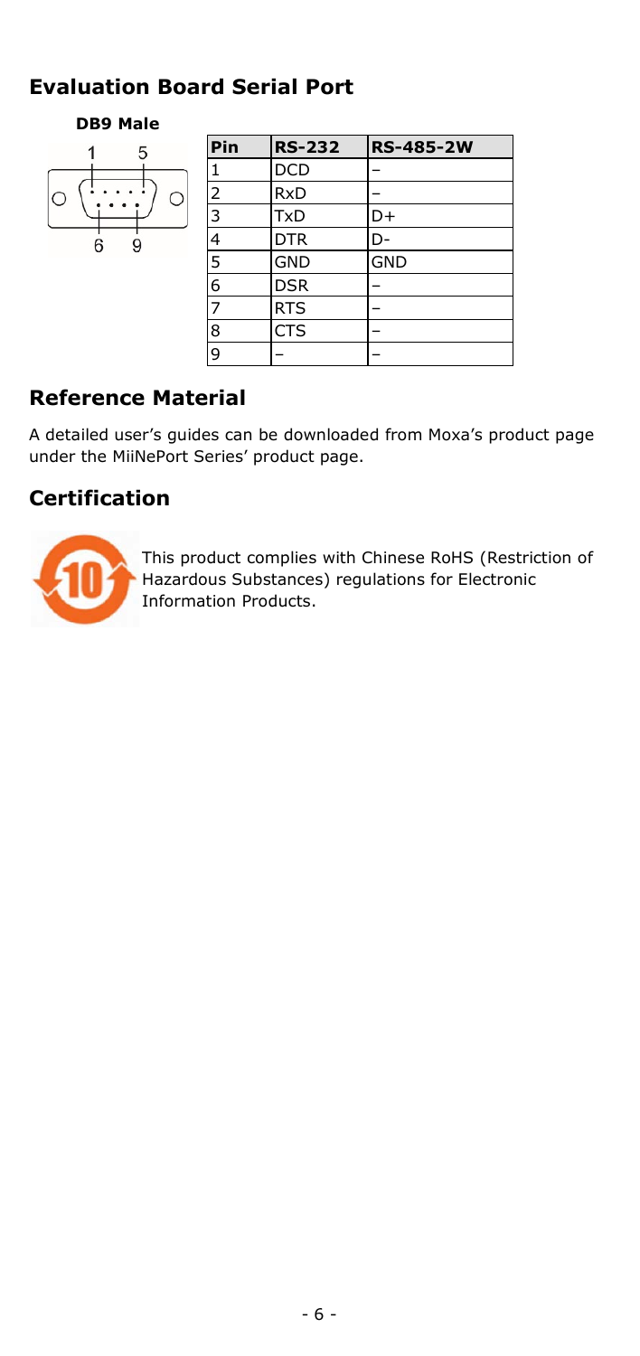## Evaluation Board Serial Port

**DB9 Male**

1 5

6 9

| Pin | RS-232 | RS-485-2W |
|---|---|---|
| 1 | DCD | – |
| 2 | RxD | – |
| 3 | TxD | D+ |
| 4 | DTR | D- |
| 5 | GND | GND |
| 6 | DSR | – |
| 7 | RTS | – |
| 8 | CTS | – |
| 9 | – | – |

## Reference Material

A detailed user's guides can be downloaded from Moxa's product page under the MiiNePort Series' product page.

## Certification

This product complies with Chinese RoHS (Restriction of Hazardous Substances) regulations for Electronic Information Products.